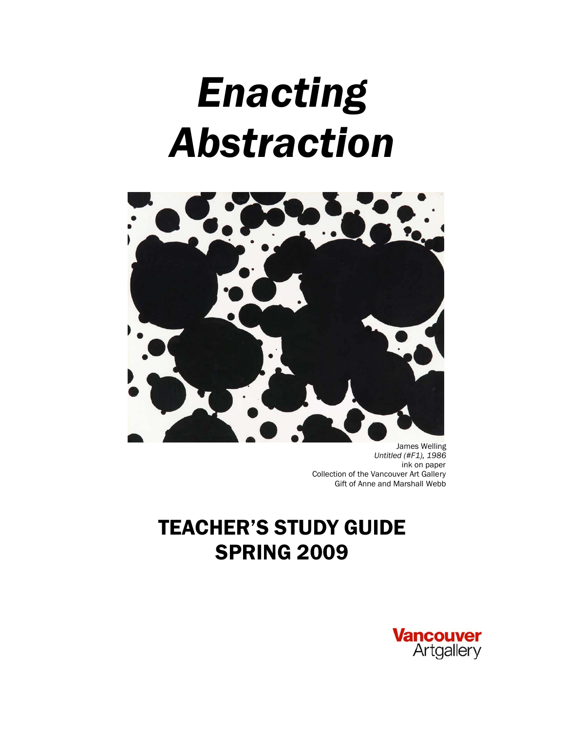# *Enacting Abstraction*

James Welling
*Untitled (#F1), 1986*
ink on paper
Collection of the Vancouver Art Gallery
Gift of Anne and Marshall Webb

## TEACHER'S STUDY GUIDE
## SPRING 2009

Vancouver Artgallery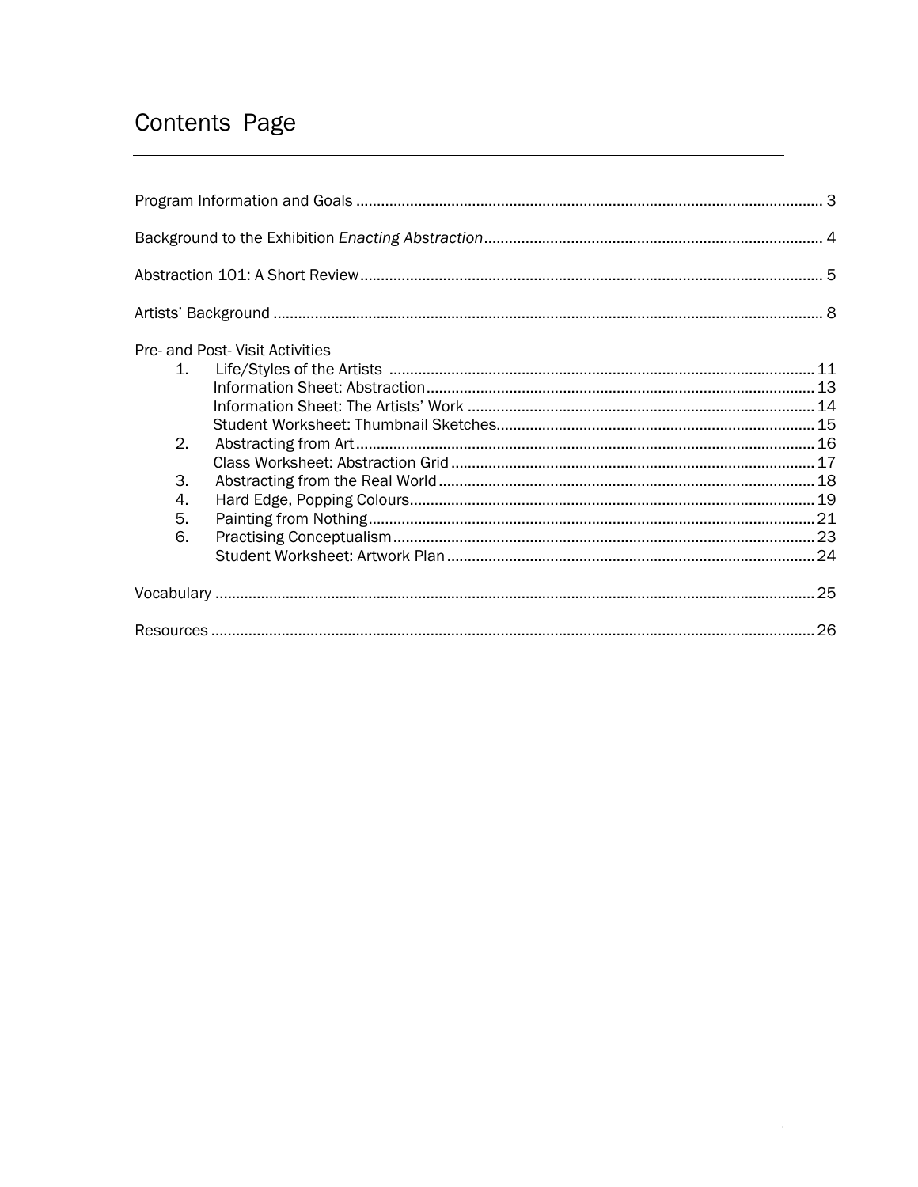# Contents Page

Program Information and Goals ... 3

Background to the Exhibition *Enacting Abstraction* ... 4

Abstraction 101: A Short Review ... 5

Artists' Background ... 8

Pre- and Post- Visit Activities

1. Life/Styles of the Artists ... 11
   - Information Sheet: Abstraction ... 13
   - Information Sheet: The Artists' Work ... 14
   - Student Worksheet: Thumbnail Sketches ... 15
2. Abstracting from Art ... 16
   - Class Worksheet: Abstraction Grid ... 17
3. Abstracting from the Real World ... 18
4. Hard Edge, Popping Colours ... 19
5. Painting from Nothing ... 21
6. Practising Conceptualism ... 23
   - Student Worksheet: Artwork Plan ... 24

Vocabulary ... 25

Resources ... 26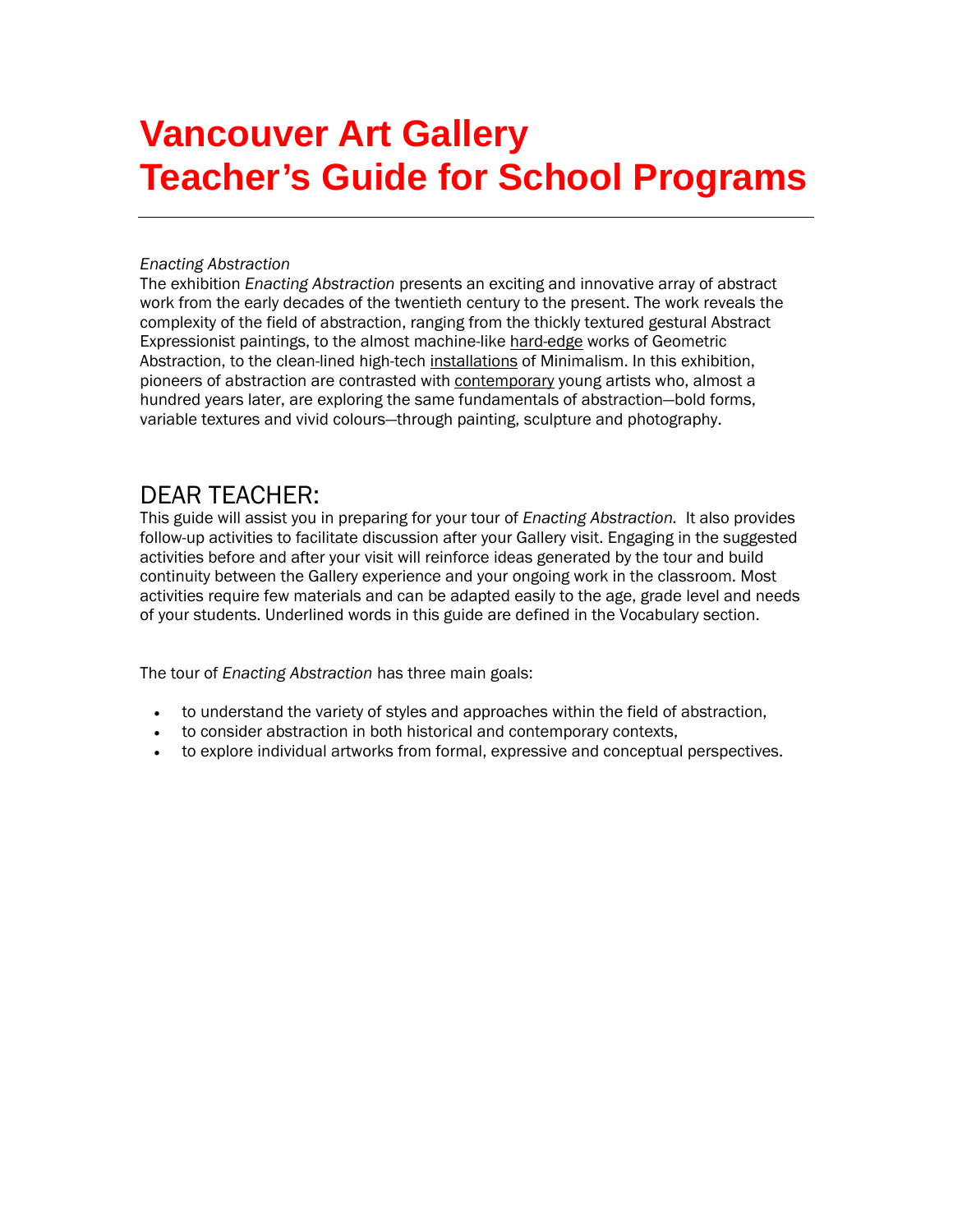# Vancouver Art Gallery
# Teacher's Guide for School Programs

---

*Enacting Abstraction*
The exhibition *Enacting Abstraction* presents an exciting and innovative array of abstract work from the early decades of the twentieth century to the present. The work reveals the complexity of the field of abstraction, ranging from the thickly textured gestural Abstract Expressionist paintings, to the almost machine-like hard-edge works of Geometric Abstraction, to the clean-lined high-tech installations of Minimalism. In this exhibition, pioneers of abstraction are contrasted with contemporary young artists who, almost a hundred years later, are exploring the same fundamentals of abstraction—bold forms, variable textures and vivid colours—through painting, sculpture and photography.

## DEAR TEACHER:

This guide will assist you in preparing for your tour of *Enacting Abstraction.* It also provides follow-up activities to facilitate discussion after your Gallery visit. Engaging in the suggested activities before and after your visit will reinforce ideas generated by the tour and build continuity between the Gallery experience and your ongoing work in the classroom. Most activities require few materials and can be adapted easily to the age, grade level and needs of your students. Underlined words in this guide are defined in the Vocabulary section.

The tour of *Enacting Abstraction* has three main goals:

- to understand the variety of styles and approaches within the field of abstraction,
- to consider abstraction in both historical and contemporary contexts,
- to explore individual artworks from formal, expressive and conceptual perspectives.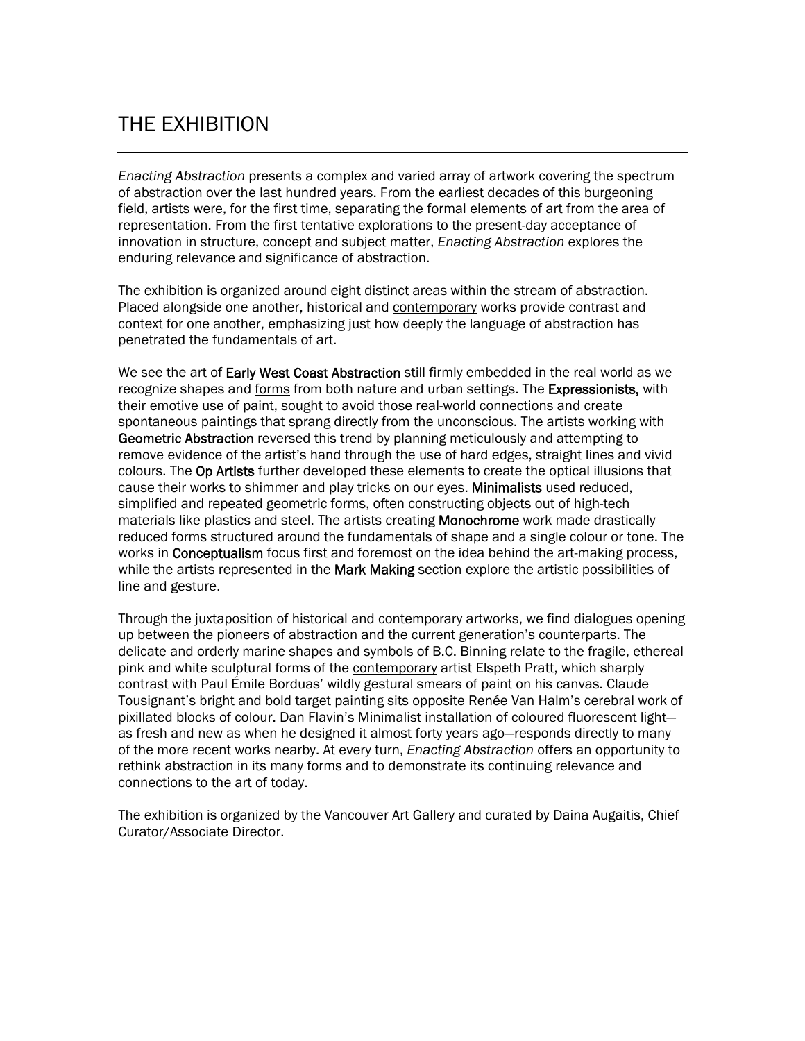# THE EXHIBITION

*Enacting Abstraction* presents a complex and varied array of artwork covering the spectrum of abstraction over the last hundred years. From the earliest decades of this burgeoning field, artists were, for the first time, separating the formal elements of art from the area of representation. From the first tentative explorations to the present-day acceptance of innovation in structure, concept and subject matter, *Enacting Abstraction* explores the enduring relevance and significance of abstraction.

The exhibition is organized around eight distinct areas within the stream of abstraction. Placed alongside one another, historical and contemporary works provide contrast and context for one another, emphasizing just how deeply the language of abstraction has penetrated the fundamentals of art.

We see the art of **Early West Coast Abstraction** still firmly embedded in the real world as we recognize shapes and forms from both nature and urban settings. The **Expressionists,** with their emotive use of paint, sought to avoid those real-world connections and create spontaneous paintings that sprang directly from the unconscious. The artists working with **Geometric Abstraction** reversed this trend by planning meticulously and attempting to remove evidence of the artist's hand through the use of hard edges, straight lines and vivid colours. The **Op Artists** further developed these elements to create the optical illusions that cause their works to shimmer and play tricks on our eyes. **Minimalists** used reduced, simplified and repeated geometric forms, often constructing objects out of high-tech materials like plastics and steel. The artists creating **Monochrome** work made drastically reduced forms structured around the fundamentals of shape and a single colour or tone. The works in **Conceptualism** focus first and foremost on the idea behind the art-making process, while the artists represented in the **Mark Making** section explore the artistic possibilities of line and gesture.

Through the juxtaposition of historical and contemporary artworks, we find dialogues opening up between the pioneers of abstraction and the current generation's counterparts. The delicate and orderly marine shapes and symbols of B.C. Binning relate to the fragile, ethereal pink and white sculptural forms of the contemporary artist Elspeth Pratt, which sharply contrast with Paul Émile Borduas' wildly gestural smears of paint on his canvas. Claude Tousignant's bright and bold target painting sits opposite Renée Van Halm's cerebral work of pixillated blocks of colour. Dan Flavin's Minimalist installation of coloured fluorescent light—as fresh and new as when he designed it almost forty years ago—responds directly to many of the more recent works nearby. At every turn, *Enacting Abstraction* offers an opportunity to rethink abstraction in its many forms and to demonstrate its continuing relevance and connections to the art of today.

The exhibition is organized by the Vancouver Art Gallery and curated by Daina Augaitis, Chief Curator/Associate Director.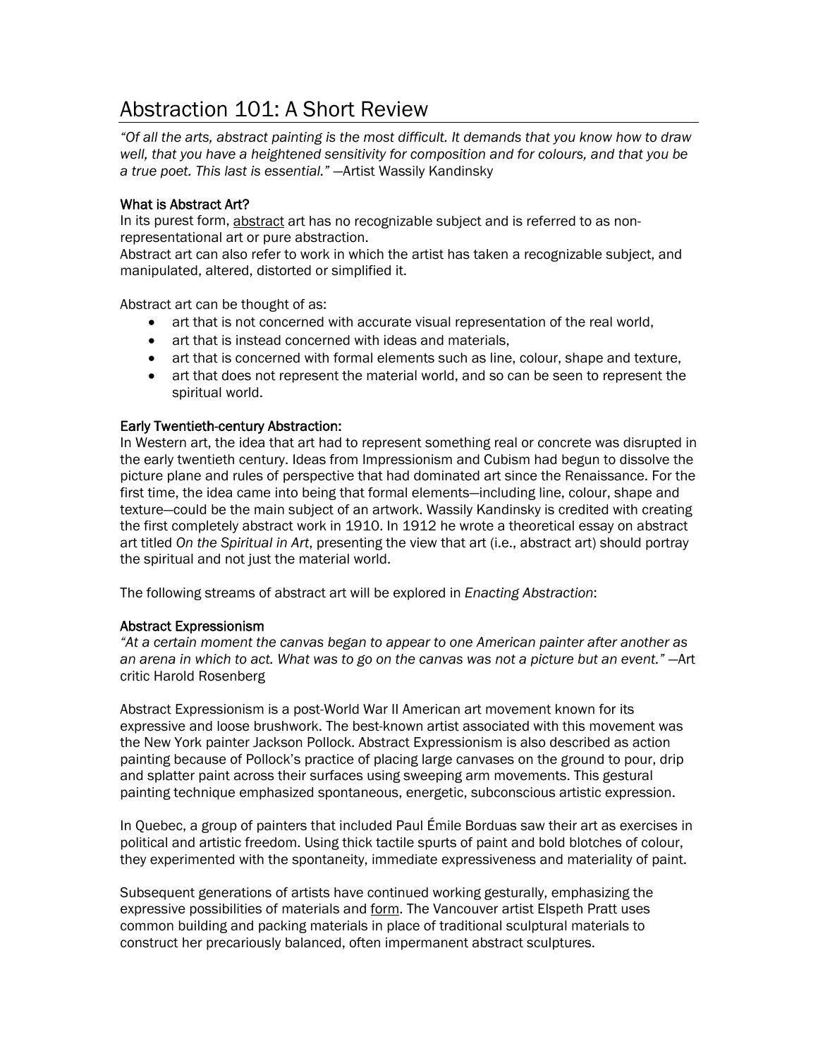# Abstraction 101: A Short Review

*"Of all the arts, abstract painting is the most difficult. It demands that you know how to draw well, that you have a heightened sensitivity for composition and for colours, and that you be a true poet. This last is essential."* —Artist Wassily Kandinsky

### What is Abstract Art?

In its purest form, abstract art has no recognizable subject and is referred to as non-representational art or pure abstraction.
Abstract art can also refer to work in which the artist has taken a recognizable subject, and manipulated, altered, distorted or simplified it.

Abstract art can be thought of as:

- art that is not concerned with accurate visual representation of the real world,
- art that is instead concerned with ideas and materials,
- art that is concerned with formal elements such as line, colour, shape and texture,
- art that does not represent the material world, and so can be seen to represent the spiritual world.

### Early Twentieth-century Abstraction:

In Western art, the idea that art had to represent something real or concrete was disrupted in the early twentieth century. Ideas from Impressionism and Cubism had begun to dissolve the picture plane and rules of perspective that had dominated art since the Renaissance. For the first time, the idea came into being that formal elements—including line, colour, shape and texture—could be the main subject of an artwork. Wassily Kandinsky is credited with creating the first completely abstract work in 1910. In 1912 he wrote a theoretical essay on abstract art titled *On the Spiritual in Art*, presenting the view that art (i.e., abstract art) should portray the spiritual and not just the material world.

The following streams of abstract art will be explored in *Enacting Abstraction*:

### Abstract Expressionism

*"At a certain moment the canvas began to appear to one American painter after another as an arena in which to act. What was to go on the canvas was not a picture but an event."* —Art critic Harold Rosenberg

Abstract Expressionism is a post-World War II American art movement known for its expressive and loose brushwork. The best-known artist associated with this movement was the New York painter Jackson Pollock. Abstract Expressionism is also described as action painting because of Pollock's practice of placing large canvases on the ground to pour, drip and splatter paint across their surfaces using sweeping arm movements. This gestural painting technique emphasized spontaneous, energetic, subconscious artistic expression.

In Quebec, a group of painters that included Paul Émile Borduas saw their art as exercises in political and artistic freedom. Using thick tactile spurts of paint and bold blotches of colour, they experimented with the spontaneity, immediate expressiveness and materiality of paint.

Subsequent generations of artists have continued working gesturally, emphasizing the expressive possibilities of materials and form. The Vancouver artist Elspeth Pratt uses common building and packing materials in place of traditional sculptural materials to construct her precariously balanced, often impermanent abstract sculptures.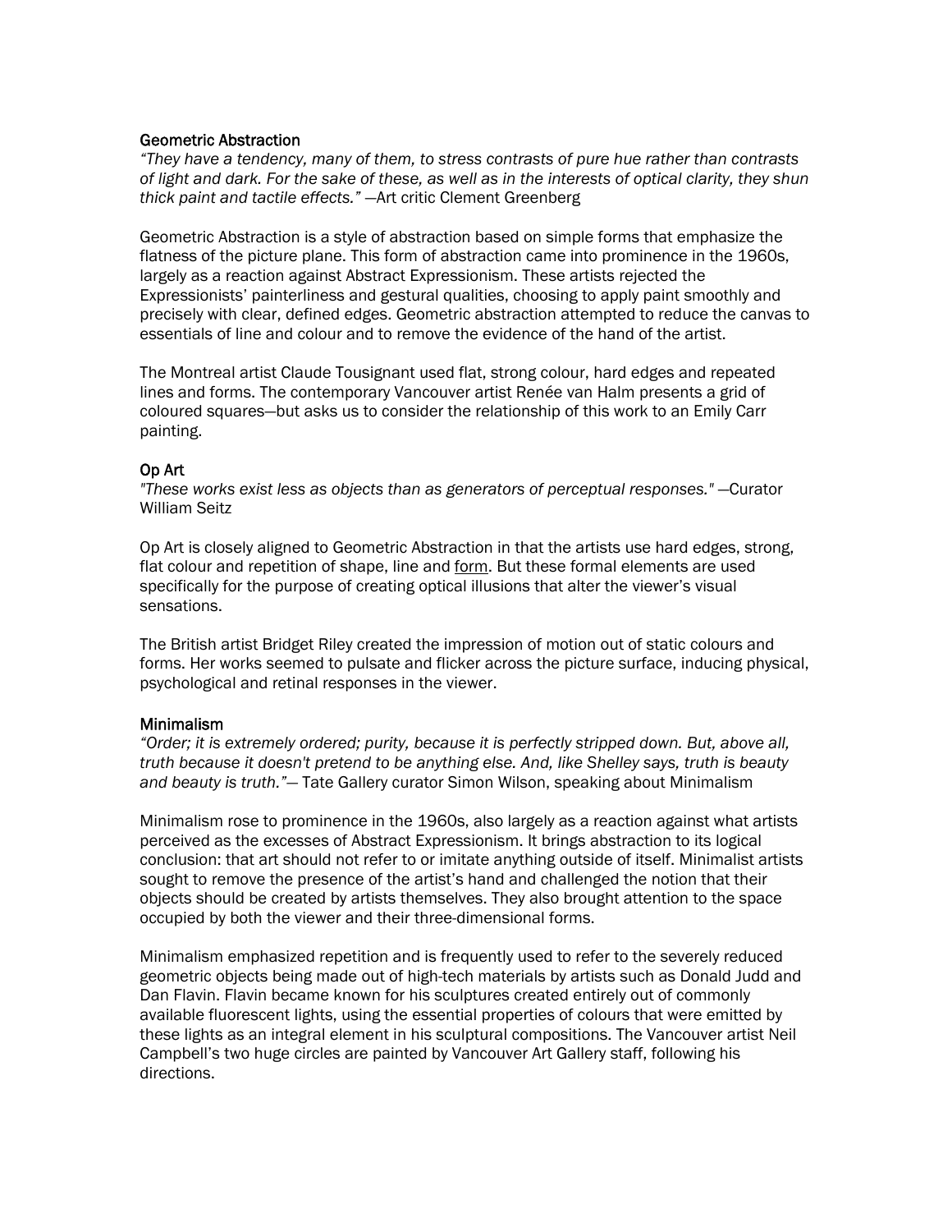## Geometric Abstraction

*"They have a tendency, many of them, to stress contrasts of pure hue rather than contrasts of light and dark. For the sake of these, as well as in the interests of optical clarity, they shun thick paint and tactile effects."* —Art critic Clement Greenberg

Geometric Abstraction is a style of abstraction based on simple forms that emphasize the flatness of the picture plane. This form of abstraction came into prominence in the 1960s, largely as a reaction against Abstract Expressionism. These artists rejected the Expressionists' painterliness and gestural qualities, choosing to apply paint smoothly and precisely with clear, defined edges. Geometric abstraction attempted to reduce the canvas to essentials of line and colour and to remove the evidence of the hand of the artist.

The Montreal artist Claude Tousignant used flat, strong colour, hard edges and repeated lines and forms. The contemporary Vancouver artist Renée van Halm presents a grid of coloured squares—but asks us to consider the relationship of this work to an Emily Carr painting.

## Op Art

*"These works exist less as objects than as generators of perceptual responses."* —Curator William Seitz

Op Art is closely aligned to Geometric Abstraction in that the artists use hard edges, strong, flat colour and repetition of shape, line and <u>form</u>. But these formal elements are used specifically for the purpose of creating optical illusions that alter the viewer's visual sensations.

The British artist Bridget Riley created the impression of motion out of static colours and forms. Her works seemed to pulsate and flicker across the picture surface, inducing physical, psychological and retinal responses in the viewer.

## Minimalism

*"Order; it is extremely ordered; purity, because it is perfectly stripped down. But, above all, truth because it doesn't pretend to be anything else. And, like Shelley says, truth is beauty and beauty is truth."*— Tate Gallery curator Simon Wilson, speaking about Minimalism

Minimalism rose to prominence in the 1960s, also largely as a reaction against what artists perceived as the excesses of Abstract Expressionism. It brings abstraction to its logical conclusion: that art should not refer to or imitate anything outside of itself. Minimalist artists sought to remove the presence of the artist's hand and challenged the notion that their objects should be created by artists themselves. They also brought attention to the space occupied by both the viewer and their three-dimensional forms.

Minimalism emphasized repetition and is frequently used to refer to the severely reduced geometric objects being made out of high-tech materials by artists such as Donald Judd and Dan Flavin. Flavin became known for his sculptures created entirely out of commonly available fluorescent lights, using the essential properties of colours that were emitted by these lights as an integral element in his sculptural compositions. The Vancouver artist Neil Campbell's two huge circles are painted by Vancouver Art Gallery staff, following his directions.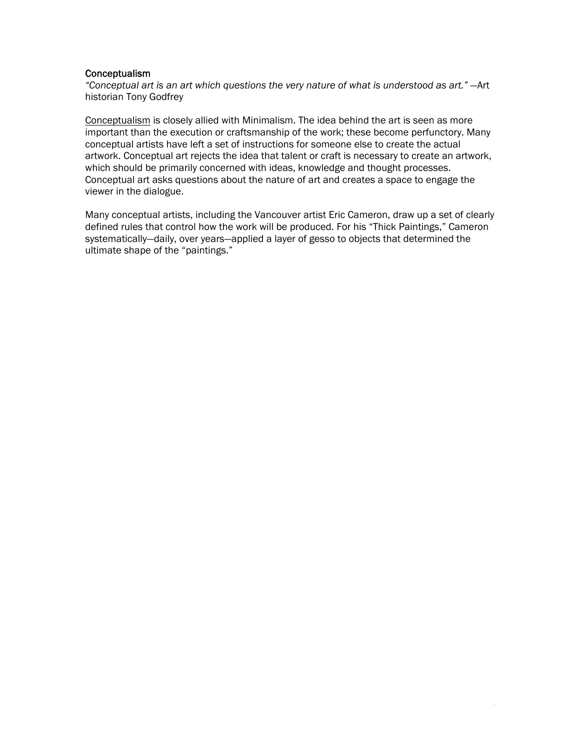## Conceptualism

*"Conceptual art is an art which questions the very nature of what is understood as art."* —Art historian Tony Godfrey

Conceptualism is closely allied with Minimalism. The idea behind the art is seen as more important than the execution or craftsmanship of the work; these become perfunctory. Many conceptual artists have left a set of instructions for someone else to create the actual artwork. Conceptual art rejects the idea that talent or craft is necessary to create an artwork, which should be primarily concerned with ideas, knowledge and thought processes. Conceptual art asks questions about the nature of art and creates a space to engage the viewer in the dialogue.

Many conceptual artists, including the Vancouver artist Eric Cameron, draw up a set of clearly defined rules that control how the work will be produced. For his "Thick Paintings," Cameron systematically—daily, over years—applied a layer of gesso to objects that determined the ultimate shape of the "paintings."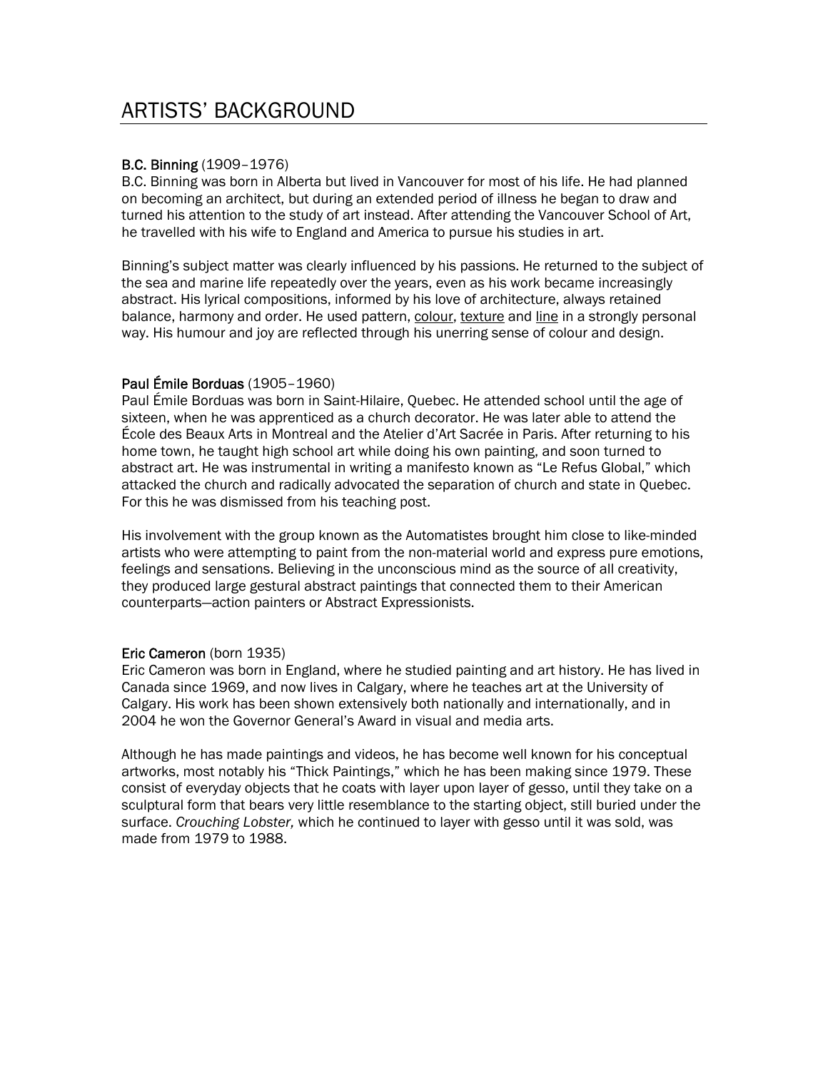# ARTISTS' BACKGROUND

**B.C. Binning** (1909–1976)
B.C. Binning was born in Alberta but lived in Vancouver for most of his life. He had planned on becoming an architect, but during an extended period of illness he began to draw and turned his attention to the study of art instead. After attending the Vancouver School of Art, he travelled with his wife to England and America to pursue his studies in art.

Binning's subject matter was clearly influenced by his passions. He returned to the subject of the sea and marine life repeatedly over the years, even as his work became increasingly abstract. His lyrical compositions, informed by his love of architecture, always retained balance, harmony and order. He used pattern, colour, texture and line in a strongly personal way. His humour and joy are reflected through his unerring sense of colour and design.

**Paul Émile Borduas** (1905–1960)
Paul Émile Borduas was born in Saint-Hilaire, Quebec. He attended school until the age of sixteen, when he was apprenticed as a church decorator. He was later able to attend the École des Beaux Arts in Montreal and the Atelier d'Art Sacrée in Paris. After returning to his home town, he taught high school art while doing his own painting, and soon turned to abstract art. He was instrumental in writing a manifesto known as "Le Refus Global," which attacked the church and radically advocated the separation of church and state in Quebec. For this he was dismissed from his teaching post.

His involvement with the group known as the Automatistes brought him close to like-minded artists who were attempting to paint from the non-material world and express pure emotions, feelings and sensations. Believing in the unconscious mind as the source of all creativity, they produced large gestural abstract paintings that connected them to their American counterparts—action painters or Abstract Expressionists.

**Eric Cameron** (born 1935)
Eric Cameron was born in England, where he studied painting and art history. He has lived in Canada since 1969, and now lives in Calgary, where he teaches art at the University of Calgary. His work has been shown extensively both nationally and internationally, and in 2004 he won the Governor General's Award in visual and media arts.

Although he has made paintings and videos, he has become well known for his conceptual artworks, most notably his "Thick Paintings," which he has been making since 1979. These consist of everyday objects that he coats with layer upon layer of gesso, until they take on a sculptural form that bears very little resemblance to the starting object, still buried under the surface. *Crouching Lobster,* which he continued to layer with gesso until it was sold, was made from 1979 to 1988.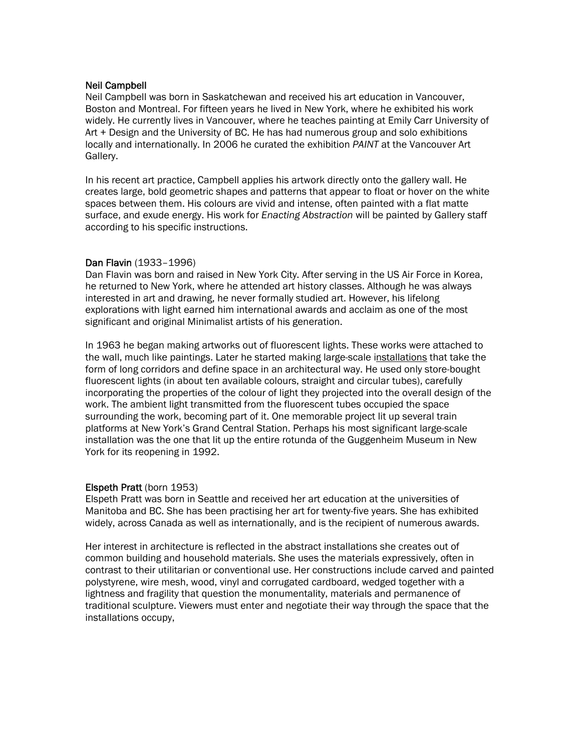**Neil Campbell**

Neil Campbell was born in Saskatchewan and received his art education in Vancouver, Boston and Montreal. For fifteen years he lived in New York, where he exhibited his work widely. He currently lives in Vancouver, where he teaches painting at Emily Carr University of Art + Design and the University of BC. He has had numerous group and solo exhibitions locally and internationally. In 2006 he curated the exhibition *PAINT* at the Vancouver Art Gallery.

In his recent art practice, Campbell applies his artwork directly onto the gallery wall. He creates large, bold geometric shapes and patterns that appear to float or hover on the white spaces between them. His colours are vivid and intense, often painted with a flat matte surface, and exude energy. His work for *Enacting Abstraction* will be painted by Gallery staff according to his specific instructions.

**Dan Flavin** (1933–1996)

Dan Flavin was born and raised in New York City. After serving in the US Air Force in Korea, he returned to New York, where he attended art history classes. Although he was always interested in art and drawing, he never formally studied art. However, his lifelong explorations with light earned him international awards and acclaim as one of the most significant and original Minimalist artists of his generation.

In 1963 he began making artworks out of fluorescent lights. These works were attached to the wall, much like paintings. Later he started making large-scale installations that take the form of long corridors and define space in an architectural way. He used only store-bought fluorescent lights (in about ten available colours, straight and circular tubes), carefully incorporating the properties of the colour of light they projected into the overall design of the work. The ambient light transmitted from the fluorescent tubes occupied the space surrounding the work, becoming part of it. One memorable project lit up several train platforms at New York's Grand Central Station. Perhaps his most significant large-scale installation was the one that lit up the entire rotunda of the Guggenheim Museum in New York for its reopening in 1992.

**Elspeth Pratt** (born 1953)

Elspeth Pratt was born in Seattle and received her art education at the universities of Manitoba and BC. She has been practising her art for twenty-five years. She has exhibited widely, across Canada as well as internationally, and is the recipient of numerous awards.

Her interest in architecture is reflected in the abstract installations she creates out of common building and household materials. She uses the materials expressively, often in contrast to their utilitarian or conventional use. Her constructions include carved and painted polystyrene, wire mesh, wood, vinyl and corrugated cardboard, wedged together with a lightness and fragility that question the monumentality, materials and permanence of traditional sculpture. Viewers must enter and negotiate their way through the space that the installations occupy,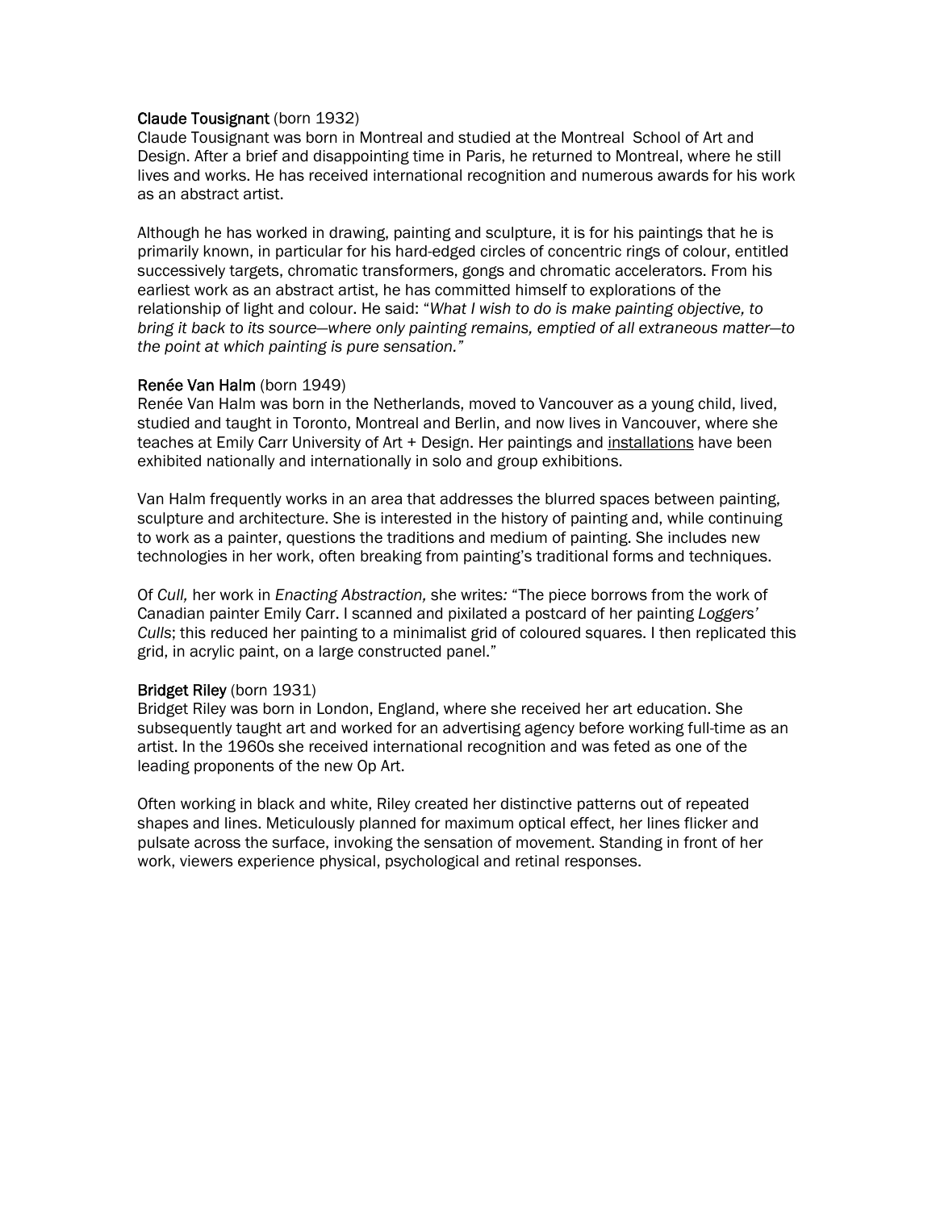**Claude Tousignant** (born 1932)
Claude Tousignant was born in Montreal and studied at the Montreal School of Art and Design. After a brief and disappointing time in Paris, he returned to Montreal, where he still lives and works. He has received international recognition and numerous awards for his work as an abstract artist.

Although he has worked in drawing, painting and sculpture, it is for his paintings that he is primarily known, in particular for his hard-edged circles of concentric rings of colour, entitled successively targets, chromatic transformers, gongs and chromatic accelerators. From his earliest work as an abstract artist, he has committed himself to explorations of the relationship of light and colour. He said: "*What I wish to do is make painting objective, to bring it back to its source—where only painting remains, emptied of all extraneous matter—to the point at which painting is pure sensation.*"

**Renée Van Halm** (born 1949)
Renée Van Halm was born in the Netherlands, moved to Vancouver as a young child, lived, studied and taught in Toronto, Montreal and Berlin, and now lives in Vancouver, where she teaches at Emily Carr University of Art + Design. Her paintings and installations have been exhibited nationally and internationally in solo and group exhibitions.

Van Halm frequently works in an area that addresses the blurred spaces between painting, sculpture and architecture. She is interested in the history of painting and, while continuing to work as a painter, questions the traditions and medium of painting. She includes new technologies in her work, often breaking from painting's traditional forms and techniques.

Of *Cull,* her work in *Enacting Abstraction,* she writes: "The piece borrows from the work of Canadian painter Emily Carr. I scanned and pixilated a postcard of her painting *Loggers' Culls*; this reduced her painting to a minimalist grid of coloured squares. I then replicated this grid, in acrylic paint, on a large constructed panel."

**Bridget Riley** (born 1931)
Bridget Riley was born in London, England, where she received her art education. She subsequently taught art and worked for an advertising agency before working full-time as an artist. In the 1960s she received international recognition and was feted as one of the leading proponents of the new Op Art.

Often working in black and white, Riley created her distinctive patterns out of repeated shapes and lines. Meticulously planned for maximum optical effect, her lines flicker and pulsate across the surface, invoking the sensation of movement. Standing in front of her work, viewers experience physical, psychological and retinal responses.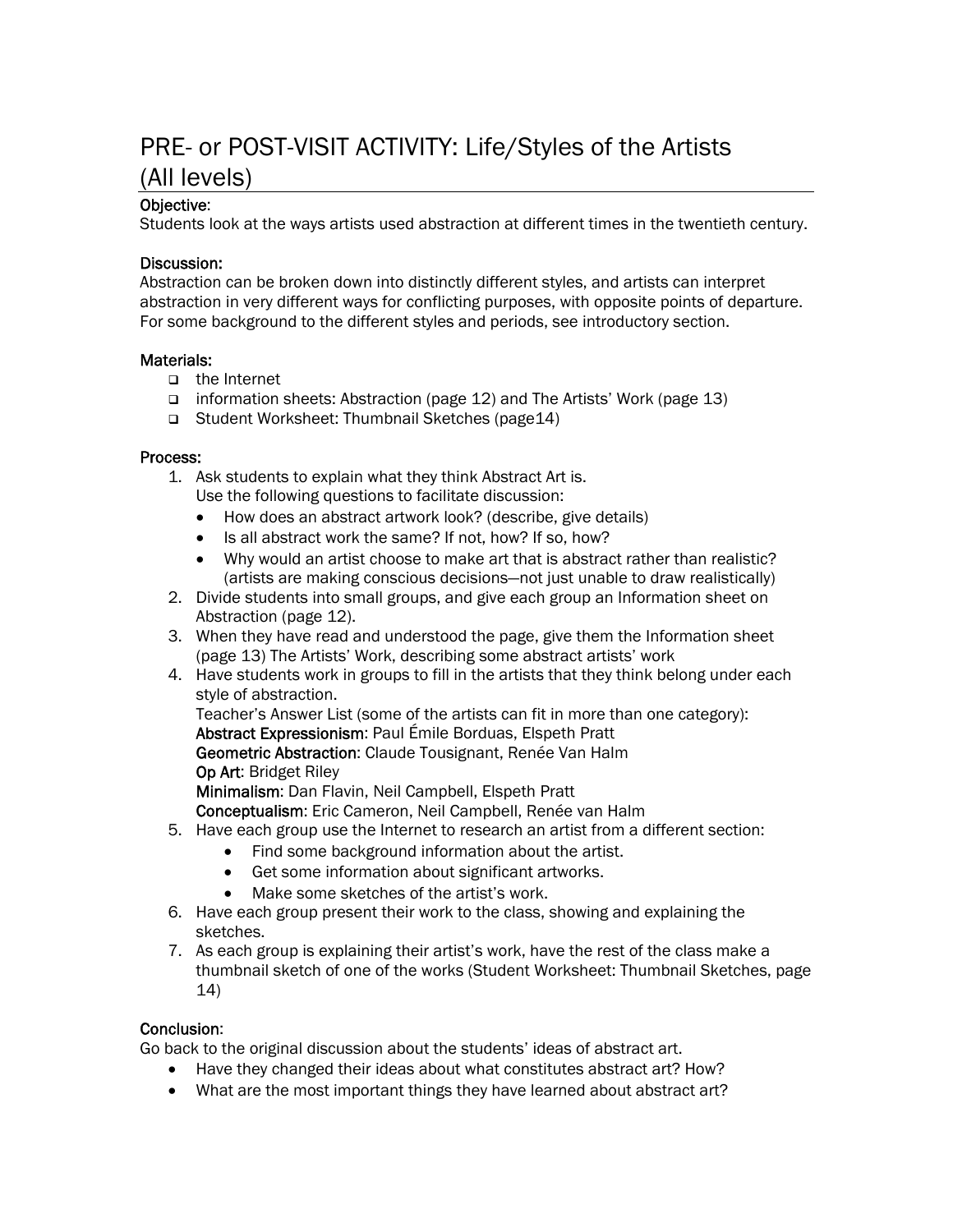# PRE- or POST-VISIT ACTIVITY: Life/Styles of the Artists (All levels)

**Objective:**
Students look at the ways artists used abstraction at different times in the twentieth century.

**Discussion:**
Abstraction can be broken down into distinctly different styles, and artists can interpret abstraction in very different ways for conflicting purposes, with opposite points of departure. For some background to the different styles and periods, see introductory section.

**Materials:**

- the Internet
- information sheets: Abstraction (page 12) and The Artists' Work (page 13)
- Student Worksheet: Thumbnail Sketches (page14)

**Process:**

1. Ask students to explain what they think Abstract Art is.
   Use the following questions to facilitate discussion:
   - How does an abstract artwork look? (describe, give details)
   - Is all abstract work the same? If not, how? If so, how?
   - Why would an artist choose to make art that is abstract rather than realistic? (artists are making conscious decisions—not just unable to draw realistically)
2. Divide students into small groups, and give each group an Information sheet on Abstraction (page 12).
3. When they have read and understood the page, give them the Information sheet (page 13) The Artists' Work, describing some abstract artists' work
4. Have students work in groups to fill in the artists that they think belong under each style of abstraction.
   Teacher's Answer List (some of the artists can fit in more than one category):
   **Abstract Expressionism**: Paul Émile Borduas, Elspeth Pratt
   **Geometric Abstraction**: Claude Tousignant, Renée Van Halm
   **Op Art**: Bridget Riley
   **Minimalism**: Dan Flavin, Neil Campbell, Elspeth Pratt
   **Conceptualism**: Eric Cameron, Neil Campbell, Renée van Halm
5. Have each group use the Internet to research an artist from a different section:
   - Find some background information about the artist.
   - Get some information about significant artworks.
   - Make some sketches of the artist's work.
6. Have each group present their work to the class, showing and explaining the sketches.
7. As each group is explaining their artist's work, have the rest of the class make a thumbnail sketch of one of the works (Student Worksheet: Thumbnail Sketches, page 14)

**Conclusion:**
Go back to the original discussion about the students' ideas of abstract art.

- Have they changed their ideas about what constitutes abstract art? How?
- What are the most important things they have learned about abstract art?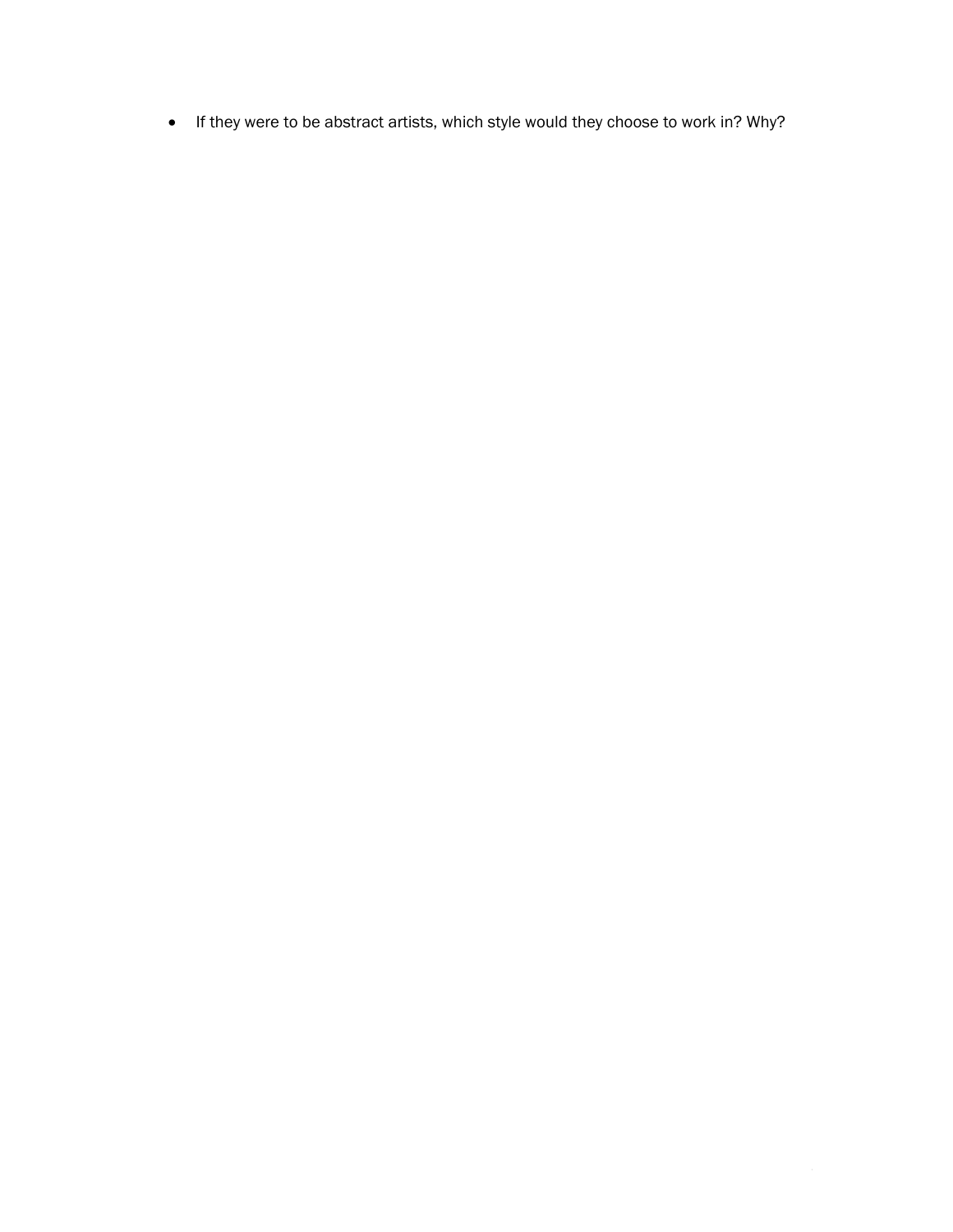- If they were to be abstract artists, which style would they choose to work in? Why?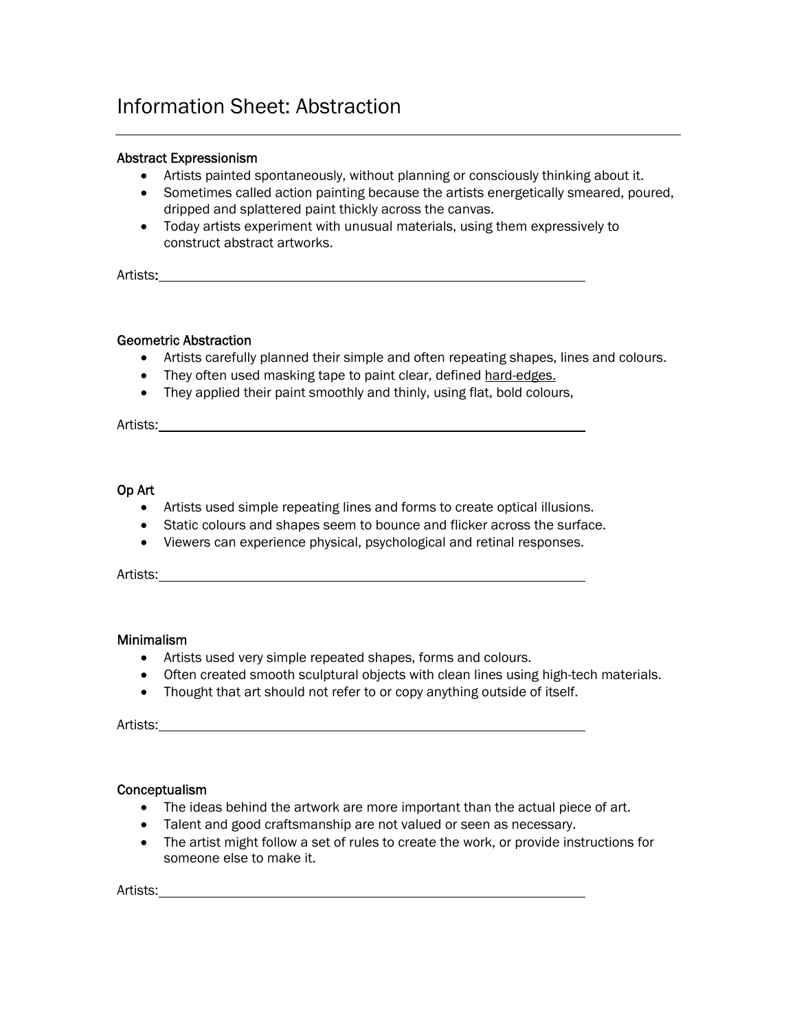# Information Sheet: Abstraction

**Abstract Expressionism**

- Artists painted spontaneously, without planning or consciously thinking about it.
- Sometimes called action painting because the artists energetically smeared, poured, dripped and splattered paint thickly across the canvas.
- Today artists experiment with unusual materials, using them expressively to construct abstract artworks.

Artists: ____________________________________________

**Geometric Abstraction**

- Artists carefully planned their simple and often repeating shapes, lines and colours.
- They often used masking tape to paint clear, defined hard-edges.
- They applied their paint smoothly and thinly, using flat, bold colours,

Artists: ____________________________________________

**Op Art**

- Artists used simple repeating lines and forms to create optical illusions.
- Static colours and shapes seem to bounce and flicker across the surface.
- Viewers can experience physical, psychological and retinal responses.

Artists: ____________________________________________

**Minimalism**

- Artists used very simple repeated shapes, forms and colours.
- Often created smooth sculptural objects with clean lines using high-tech materials.
- Thought that art should not refer to or copy anything outside of itself.

Artists: ____________________________________________

**Conceptualism**

- The ideas behind the artwork are more important than the actual piece of art.
- Talent and good craftsmanship are not valued or seen as necessary.
- The artist might follow a set of rules to create the work, or provide instructions for someone else to make it.

Artists: ____________________________________________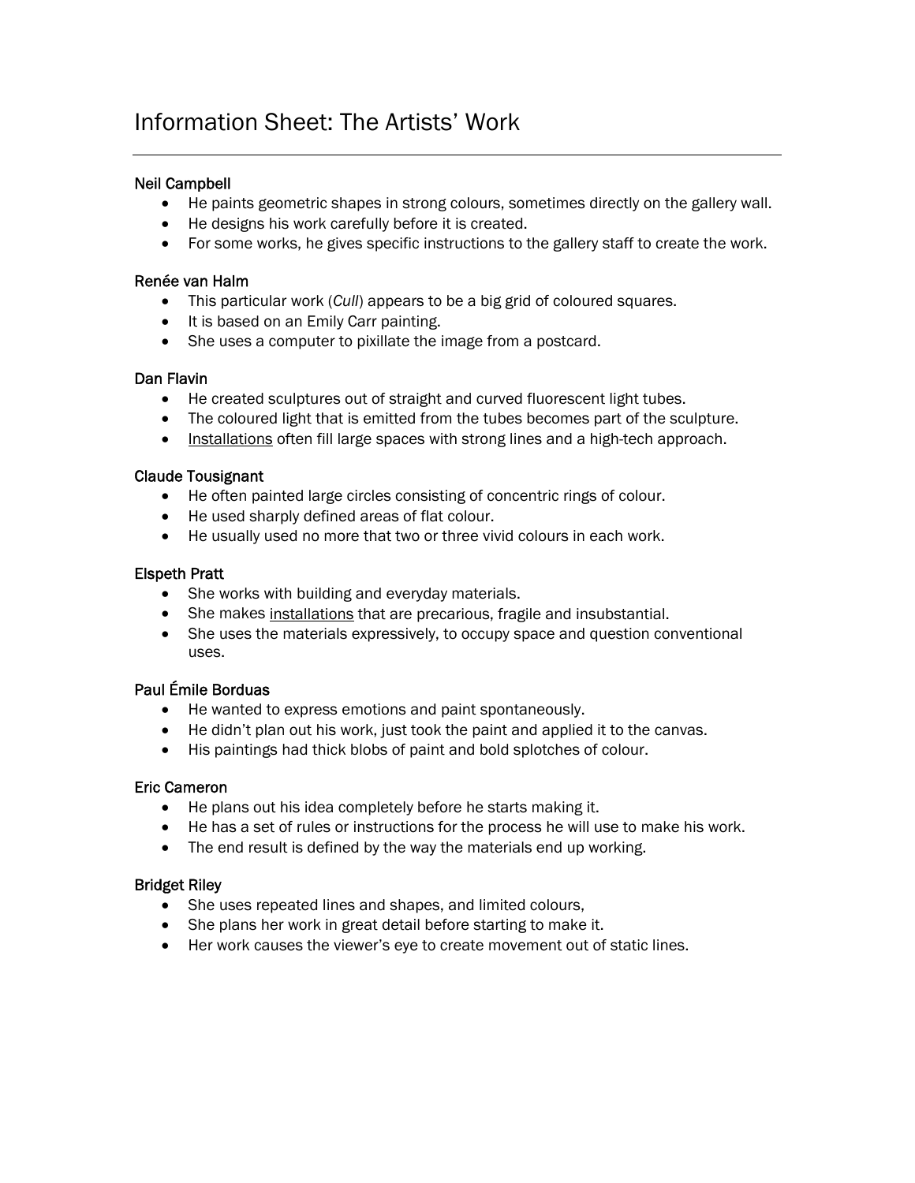# Information Sheet: The Artists' Work

### Neil Campbell

- He paints geometric shapes in strong colours, sometimes directly on the gallery wall.
- He designs his work carefully before it is created.
- For some works, he gives specific instructions to the gallery staff to create the work.

### Renée van Halm

- This particular work (*Cull*) appears to be a big grid of coloured squares.
- It is based on an Emily Carr painting.
- She uses a computer to pixillate the image from a postcard.

### Dan Flavin

- He created sculptures out of straight and curved fluorescent light tubes.
- The coloured light that is emitted from the tubes becomes part of the sculpture.
- <u>Installations</u> often fill large spaces with strong lines and a high-tech approach.

### Claude Tousignant

- He often painted large circles consisting of concentric rings of colour.
- He used sharply defined areas of flat colour.
- He usually used no more that two or three vivid colours in each work.

### Elspeth Pratt

- She works with building and everyday materials.
- She makes <u>installations</u> that are precarious, fragile and insubstantial.
- She uses the materials expressively, to occupy space and question conventional uses.

### Paul Émile Borduas

- He wanted to express emotions and paint spontaneously.
- He didn't plan out his work, just took the paint and applied it to the canvas.
- His paintings had thick blobs of paint and bold splotches of colour.

### Eric Cameron

- He plans out his idea completely before he starts making it.
- He has a set of rules or instructions for the process he will use to make his work.
- The end result is defined by the way the materials end up working.

### Bridget Riley

- She uses repeated lines and shapes, and limited colours,
- She plans her work in great detail before starting to make it.
- Her work causes the viewer's eye to create movement out of static lines.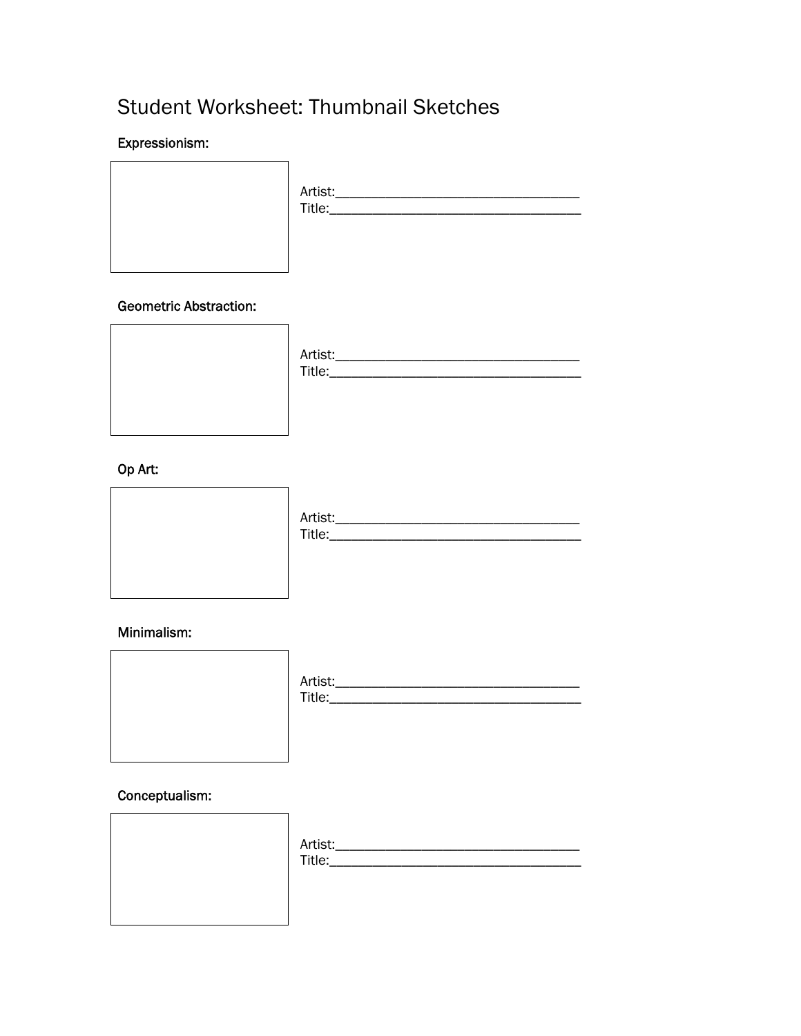# Student Worksheet: Thumbnail Sketches

**Expressionism:**

Artist:___________________________________
Title:____________________________________

**Geometric Abstraction:**

Artist:___________________________________
Title:____________________________________

**Op Art:**

Artist:___________________________________
Title:____________________________________

**Minimalism:**

Artist:___________________________________
Title:____________________________________

**Conceptualism:**

Artist:___________________________________
Title:____________________________________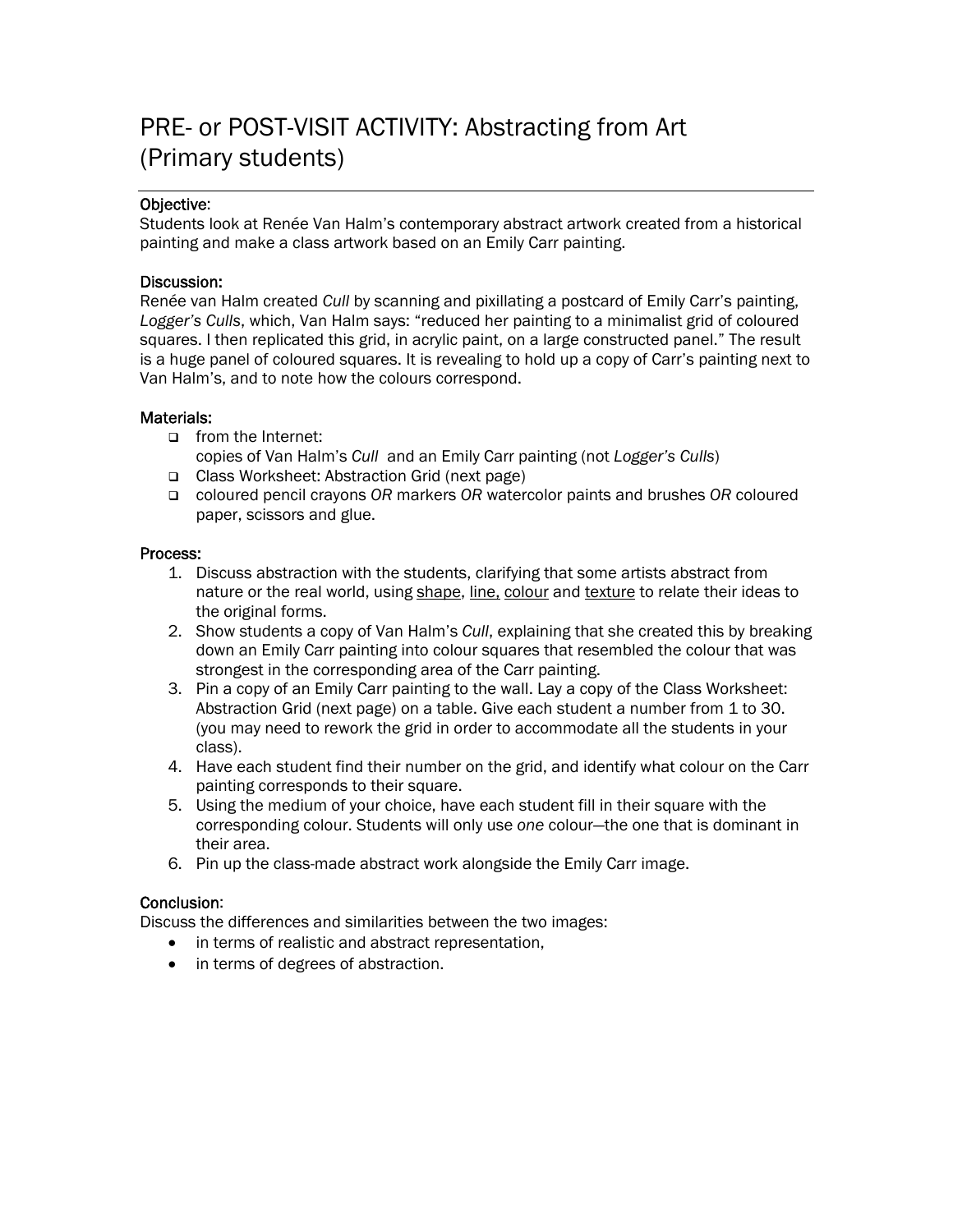# PRE- or POST-VISIT ACTIVITY: Abstracting from Art (Primary students)

**Objective:**
Students look at Renée Van Halm's contemporary abstract artwork created from a historical painting and make a class artwork based on an Emily Carr painting.

**Discussion:**
Renée van Halm created *Cull* by scanning and pixillating a postcard of Emily Carr's painting, *Logger's Culls*, which, Van Halm says: "reduced her painting to a minimalist grid of coloured squares. I then replicated this grid, in acrylic paint, on a large constructed panel." The result is a huge panel of coloured squares. It is revealing to hold up a copy of Carr's painting next to Van Halm's, and to note how the colours correspond.

**Materials:**

- from the Internet:
  copies of Van Halm's *Cull* and an Emily Carr painting (not *Logger's Culls*)
- Class Worksheet: Abstraction Grid (next page)
- coloured pencil crayons *OR* markers *OR* watercolor paints and brushes *OR* coloured paper, scissors and glue.

**Process:**

1. Discuss abstraction with the students, clarifying that some artists abstract from nature or the real world, using <u>shape</u>, <u>line,</u> <u>colour</u> and <u>texture</u> to relate their ideas to the original forms.
2. Show students a copy of Van Halm's *Cull*, explaining that she created this by breaking down an Emily Carr painting into colour squares that resembled the colour that was strongest in the corresponding area of the Carr painting.
3. Pin a copy of an Emily Carr painting to the wall. Lay a copy of the Class Worksheet: Abstraction Grid (next page) on a table. Give each student a number from 1 to 30. (you may need to rework the grid in order to accommodate all the students in your class).
4. Have each student find their number on the grid, and identify what colour on the Carr painting corresponds to their square.
5. Using the medium of your choice, have each student fill in their square with the corresponding colour. Students will only use *one* colour—the one that is dominant in their area.
6. Pin up the class-made abstract work alongside the Emily Carr image.

**Conclusion:**
Discuss the differences and similarities between the two images:

- in terms of realistic and abstract representation,
- in terms of degrees of abstraction.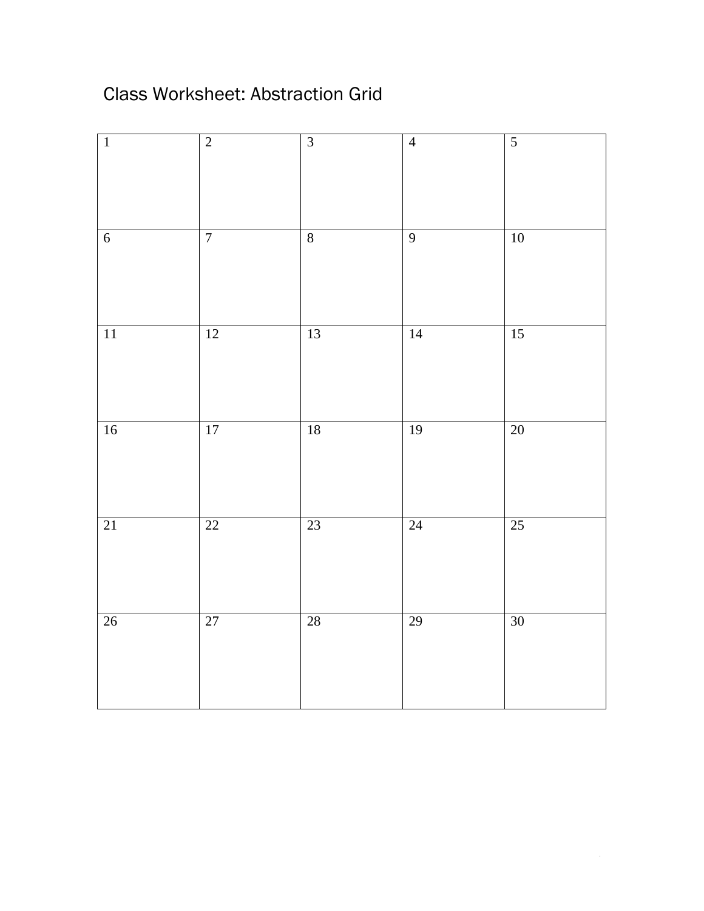# Class Worksheet: Abstraction Grid

| 1 | 2 | 3 | 4 | 5 |
|---|---|---|---|---|
| 6 | 7 | 8 | 9 | 10 |
| 11 | 12 | 13 | 14 | 15 |
| 16 | 17 | 18 | 19 | 20 |
| 21 | 22 | 23 | 24 | 25 |
| 26 | 27 | 28 | 29 | 30 |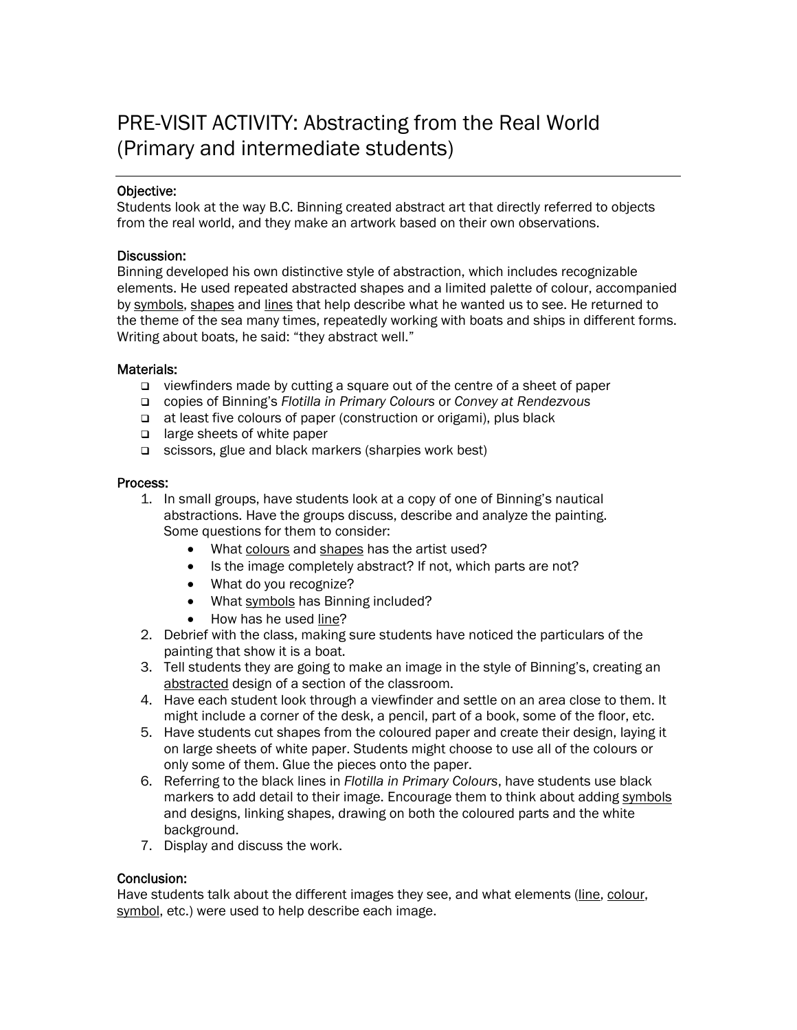# PRE-VISIT ACTIVITY: Abstracting from the Real World (Primary and intermediate students)

**Objective:**
Students look at the way B.C. Binning created abstract art that directly referred to objects from the real world, and they make an artwork based on their own observations.

**Discussion:**
Binning developed his own distinctive style of abstraction, which includes recognizable elements. He used repeated abstracted shapes and a limited palette of colour, accompanied by symbols, shapes and lines that help describe what he wanted us to see. He returned to the theme of the sea many times, repeatedly working with boats and ships in different forms. Writing about boats, he said: "they abstract well."

**Materials:**

- viewfinders made by cutting a square out of the centre of a sheet of paper
- copies of Binning's *Flotilla in Primary Colours* or *Convey at Rendezvous*
- at least five colours of paper (construction or origami), plus black
- large sheets of white paper
- scissors, glue and black markers (sharpies work best)

**Process:**

1. In small groups, have students look at a copy of one of Binning's nautical abstractions. Have the groups discuss, describe and analyze the painting. Some questions for them to consider:
   - What colours and shapes has the artist used?
   - Is the image completely abstract? If not, which parts are not?
   - What do you recognize?
   - What symbols has Binning included?
   - How has he used line?
2. Debrief with the class, making sure students have noticed the particulars of the painting that show it is a boat.
3. Tell students they are going to make an image in the style of Binning's, creating an abstracted design of a section of the classroom.
4. Have each student look through a viewfinder and settle on an area close to them. It might include a corner of the desk, a pencil, part of a book, some of the floor, etc.
5. Have students cut shapes from the coloured paper and create their design, laying it on large sheets of white paper. Students might choose to use all of the colours or only some of them. Glue the pieces onto the paper.
6. Referring to the black lines in *Flotilla in Primary Colours*, have students use black markers to add detail to their image. Encourage them to think about adding symbols and designs, linking shapes, drawing on both the coloured parts and the white background.
7. Display and discuss the work.

**Conclusion:**
Have students talk about the different images they see, and what elements (line, colour, symbol, etc.) were used to help describe each image.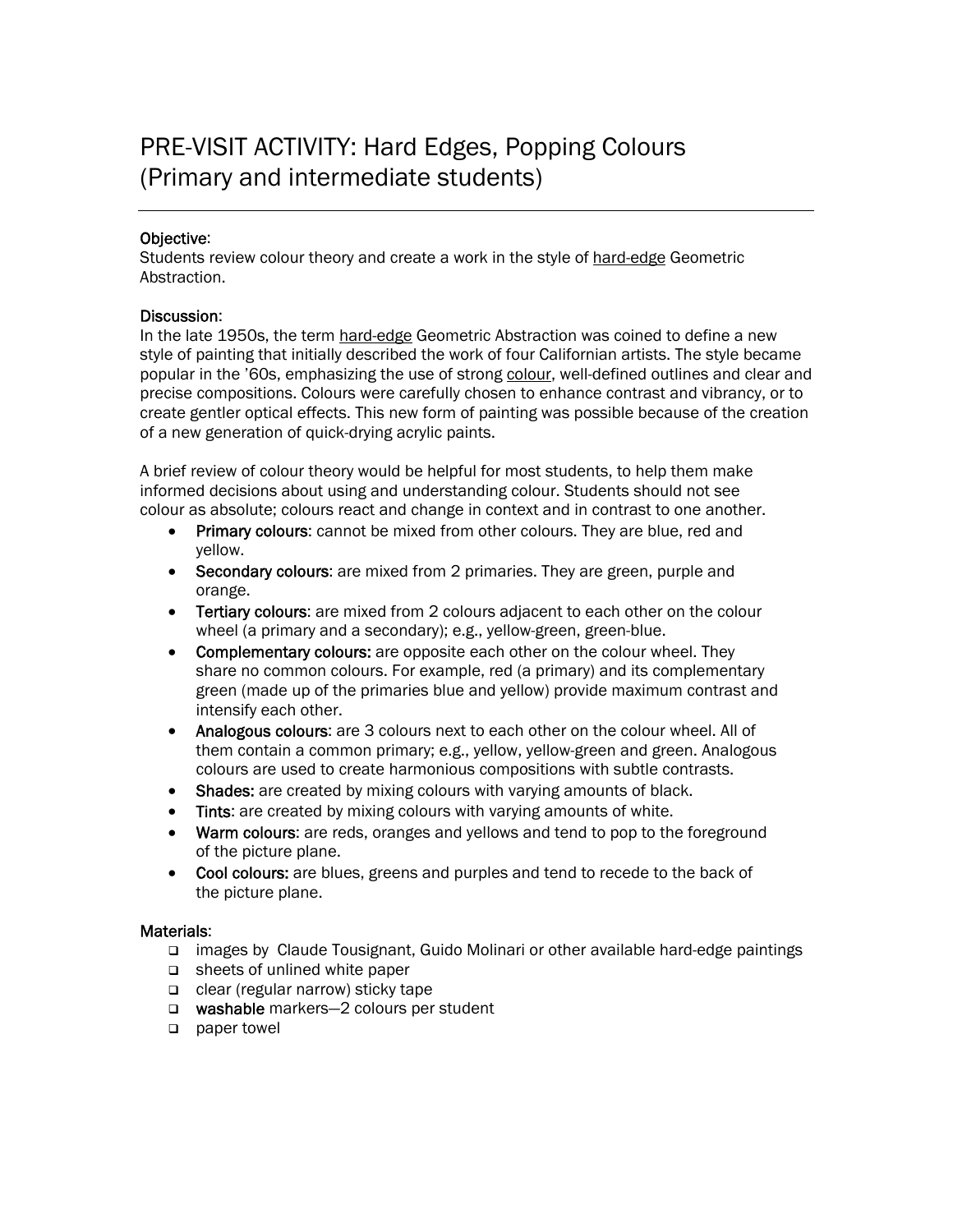# PRE-VISIT ACTIVITY: Hard Edges, Popping Colours (Primary and intermediate students)

---

**Objective:**

Students review colour theory and create a work in the style of hard-edge Geometric Abstraction.

**Discussion:**

In the late 1950s, the term hard-edge Geometric Abstraction was coined to define a new style of painting that initially described the work of four Californian artists. The style became popular in the '60s, emphasizing the use of strong colour, well-defined outlines and clear and precise compositions. Colours were carefully chosen to enhance contrast and vibrancy, or to create gentler optical effects. This new form of painting was possible because of the creation of a new generation of quick-drying acrylic paints.

A brief review of colour theory would be helpful for most students, to help them make informed decisions about using and understanding colour. Students should not see colour as absolute; colours react and change in context and in contrast to one another.

- **Primary colours**: cannot be mixed from other colours. They are blue, red and yellow.
- **Secondary colours**: are mixed from 2 primaries. They are green, purple and orange.
- **Tertiary colours**: are mixed from 2 colours adjacent to each other on the colour wheel (a primary and a secondary); e.g., yellow-green, green-blue.
- **Complementary colours:** are opposite each other on the colour wheel. They share no common colours. For example, red (a primary) and its complementary green (made up of the primaries blue and yellow) provide maximum contrast and intensify each other.
- **Analogous colours**: are 3 colours next to each other on the colour wheel. All of them contain a common primary; e.g., yellow, yellow-green and green. Analogous colours are used to create harmonious compositions with subtle contrasts.
- **Shades:** are created by mixing colours with varying amounts of black.
- **Tints**: are created by mixing colours with varying amounts of white.
- **Warm colours**: are reds, oranges and yellows and tend to pop to the foreground of the picture plane.
- **Cool colours:** are blues, greens and purples and tend to recede to the back of the picture plane.

**Materials:**

- images by Claude Tousignant, Guido Molinari or other available hard-edge paintings
- sheets of unlined white paper
- clear (regular narrow) sticky tape
- **washable** markers—2 colours per student
- paper towel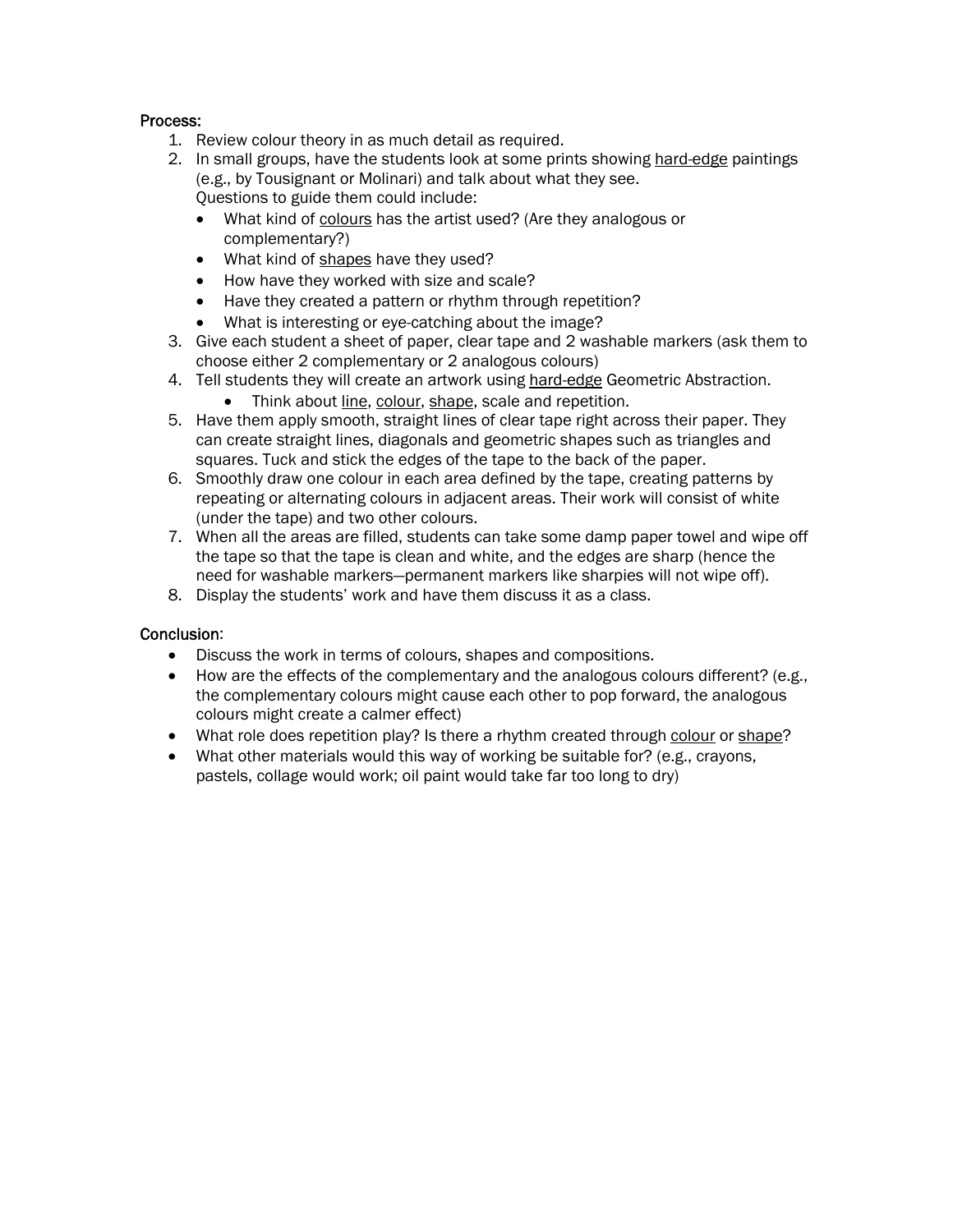Process:

1. Review colour theory in as much detail as required.
2. In small groups, have the students look at some prints showing hard-edge paintings (e.g., by Tousignant or Molinari) and talk about what they see.
   Questions to guide them could include:
   - What kind of colours has the artist used? (Are they analogous or complementary?)
   - What kind of shapes have they used?
   - How have they worked with size and scale?
   - Have they created a pattern or rhythm through repetition?
   - What is interesting or eye-catching about the image?
3. Give each student a sheet of paper, clear tape and 2 washable markers (ask them to choose either 2 complementary or 2 analogous colours)
4. Tell students they will create an artwork using hard-edge Geometric Abstraction.
   - Think about line, colour, shape, scale and repetition.
5. Have them apply smooth, straight lines of clear tape right across their paper. They can create straight lines, diagonals and geometric shapes such as triangles and squares. Tuck and stick the edges of the tape to the back of the paper.
6. Smoothly draw one colour in each area defined by the tape, creating patterns by repeating or alternating colours in adjacent areas. Their work will consist of white (under the tape) and two other colours.
7. When all the areas are filled, students can take some damp paper towel and wipe off the tape so that the tape is clean and white, and the edges are sharp (hence the need for washable markers—permanent markers like sharpies will not wipe off).
8. Display the students' work and have them discuss it as a class.

Conclusion:

- Discuss the work in terms of colours, shapes and compositions.
- How are the effects of the complementary and the analogous colours different? (e.g., the complementary colours might cause each other to pop forward, the analogous colours might create a calmer effect)
- What role does repetition play? Is there a rhythm created through colour or shape?
- What other materials would this way of working be suitable for? (e.g., crayons, pastels, collage would work; oil paint would take far too long to dry)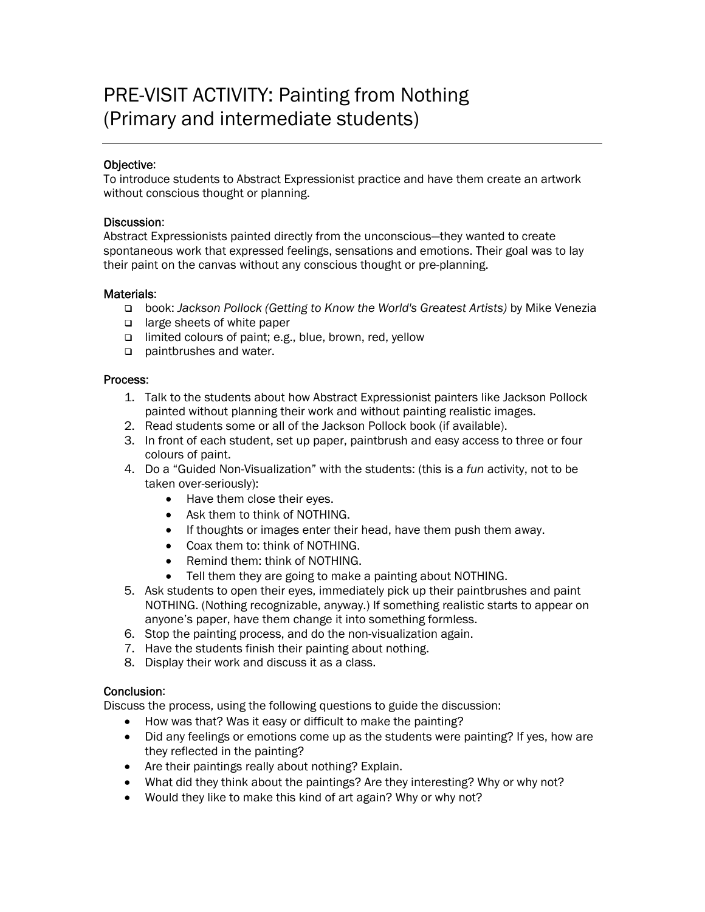# PRE-VISIT ACTIVITY: Painting from Nothing (Primary and intermediate students)

**Objective:**
To introduce students to Abstract Expressionist practice and have them create an artwork without conscious thought or planning.

**Discussion:**
Abstract Expressionists painted directly from the unconscious—they wanted to create spontaneous work that expressed feelings, sensations and emotions. Their goal was to lay their paint on the canvas without any conscious thought or pre-planning.

**Materials:**

- book: *Jackson Pollock (Getting to Know the World's Greatest Artists)* by Mike Venezia
- large sheets of white paper
- limited colours of paint; e.g., blue, brown, red, yellow
- paintbrushes and water.

**Process:**

1. Talk to the students about how Abstract Expressionist painters like Jackson Pollock painted without planning their work and without painting realistic images.
2. Read students some or all of the Jackson Pollock book (if available).
3. In front of each student, set up paper, paintbrush and easy access to three or four colours of paint.
4. Do a "Guided Non-Visualization" with the students: (this is a *fun* activity, not to be taken over-seriously):
   - Have them close their eyes.
   - Ask them to think of NOTHING.
   - If thoughts or images enter their head, have them push them away.
   - Coax them to: think of NOTHING.
   - Remind them: think of NOTHING.
   - Tell them they are going to make a painting about NOTHING.
5. Ask students to open their eyes, immediately pick up their paintbrushes and paint NOTHING. (Nothing recognizable, anyway.) If something realistic starts to appear on anyone's paper, have them change it into something formless.
6. Stop the painting process, and do the non-visualization again.
7. Have the students finish their painting about nothing.
8. Display their work and discuss it as a class.

**Conclusion:**
Discuss the process, using the following questions to guide the discussion:

- How was that? Was it easy or difficult to make the painting?
- Did any feelings or emotions come up as the students were painting? If yes, how are they reflected in the painting?
- Are their paintings really about nothing? Explain.
- What did they think about the paintings? Are they interesting? Why or why not?
- Would they like to make this kind of art again? Why or why not?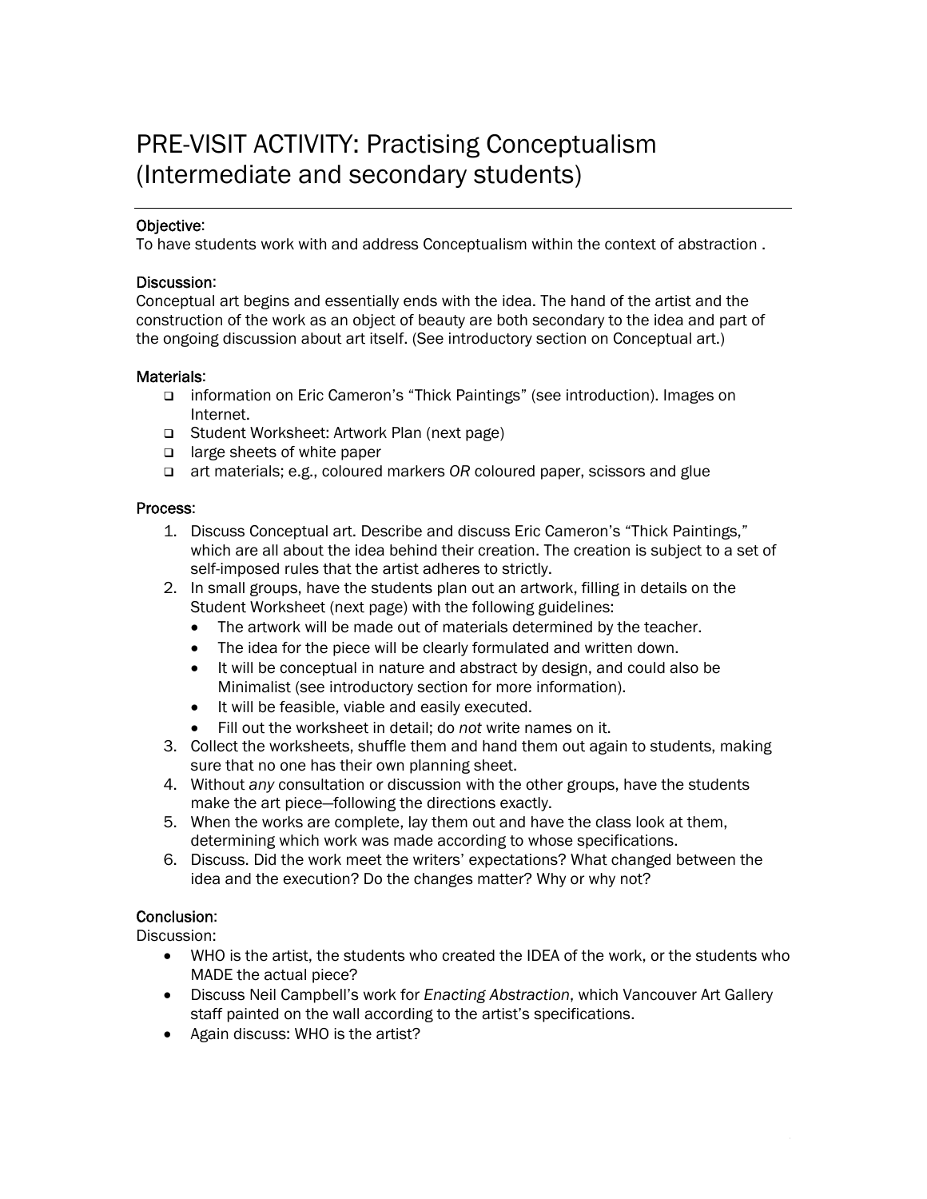# PRE-VISIT ACTIVITY: Practising Conceptualism (Intermediate and secondary students)

**Objective:**
To have students work with and address Conceptualism within the context of abstraction .

**Discussion:**
Conceptual art begins and essentially ends with the idea. The hand of the artist and the construction of the work as an object of beauty are both secondary to the idea and part of the ongoing discussion about art itself. (See introductory section on Conceptual art.)

**Materials:**

- information on Eric Cameron's "Thick Paintings" (see introduction). Images on Internet.
- Student Worksheet: Artwork Plan (next page)
- large sheets of white paper
- art materials; e.g., coloured markers *OR* coloured paper, scissors and glue

**Process:**

1. Discuss Conceptual art. Describe and discuss Eric Cameron's "Thick Paintings," which are all about the idea behind their creation. The creation is subject to a set of self-imposed rules that the artist adheres to strictly.
2. In small groups, have the students plan out an artwork, filling in details on the Student Worksheet (next page) with the following guidelines:
   - The artwork will be made out of materials determined by the teacher.
   - The idea for the piece will be clearly formulated and written down.
   - It will be conceptual in nature and abstract by design, and could also be Minimalist (see introductory section for more information).
   - It will be feasible, viable and easily executed.
   - Fill out the worksheet in detail; do *not* write names on it.
3. Collect the worksheets, shuffle them and hand them out again to students, making sure that no one has their own planning sheet.
4. Without *any* consultation or discussion with the other groups, have the students make the art piece—following the directions exactly.
5. When the works are complete, lay them out and have the class look at them, determining which work was made according to whose specifications.
6. Discuss. Did the work meet the writers' expectations? What changed between the idea and the execution? Do the changes matter? Why or why not?

**Conclusion:**
Discussion:

- WHO is the artist, the students who created the IDEA of the work, or the students who MADE the actual piece?
- Discuss Neil Campbell's work for *Enacting Abstraction*, which Vancouver Art Gallery staff painted on the wall according to the artist's specifications.
- Again discuss: WHO is the artist?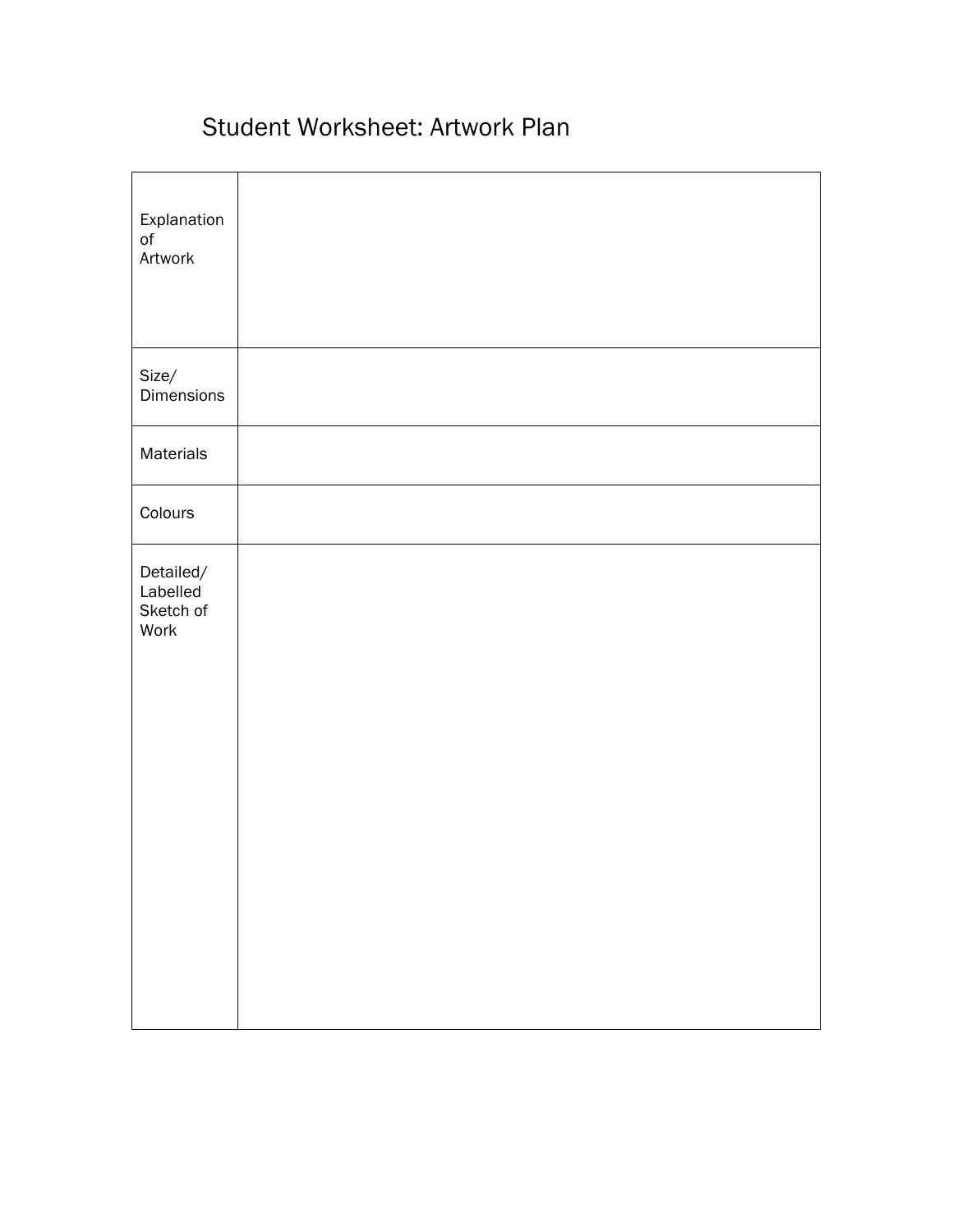# Student Worksheet: Artwork Plan

| | |
|---|---|
| Explanation of Artwork | |
| Size/ Dimensions | |
| Materials | |
| Colours | |
| Detailed/ Labelled Sketch of Work | |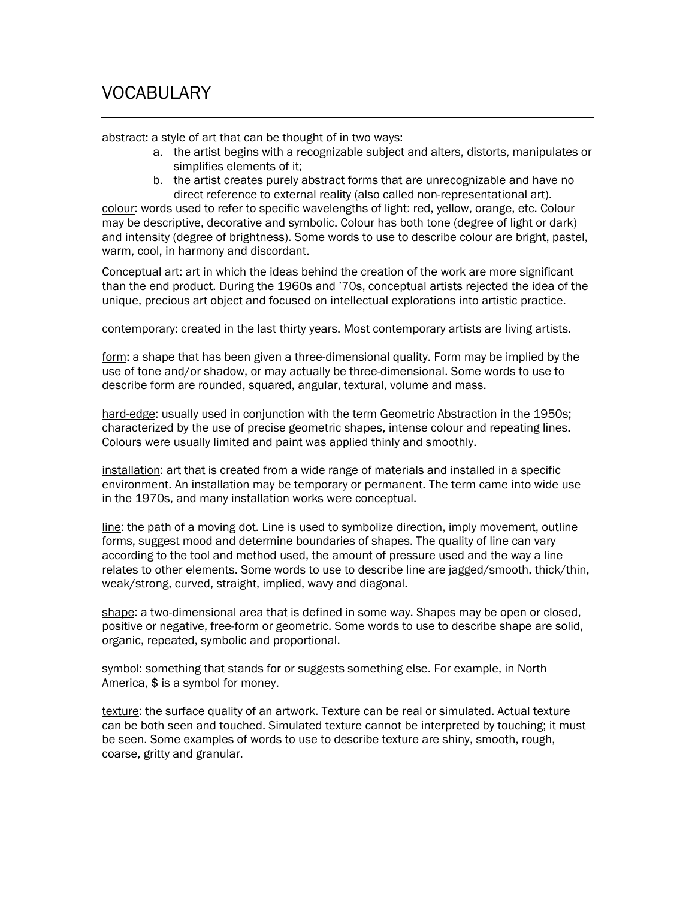# VOCABULARY

abstract: a style of art that can be thought of in two ways:

a. the artist begins with a recognizable subject and alters, distorts, manipulates or simplifies elements of it;
b. the artist creates purely abstract forms that are unrecognizable and have no direct reference to external reality (also called non-representational art).

colour: words used to refer to specific wavelengths of light: red, yellow, orange, etc. Colour may be descriptive, decorative and symbolic. Colour has both tone (degree of light or dark) and intensity (degree of brightness). Some words to use to describe colour are bright, pastel, warm, cool, in harmony and discordant.

Conceptual art: art in which the ideas behind the creation of the work are more significant than the end product. During the 1960s and '70s, conceptual artists rejected the idea of the unique, precious art object and focused on intellectual explorations into artistic practice.

contemporary: created in the last thirty years. Most contemporary artists are living artists.

form: a shape that has been given a three-dimensional quality. Form may be implied by the use of tone and/or shadow, or may actually be three-dimensional. Some words to use to describe form are rounded, squared, angular, textural, volume and mass.

hard-edge: usually used in conjunction with the term Geometric Abstraction in the 1950s; characterized by the use of precise geometric shapes, intense colour and repeating lines. Colours were usually limited and paint was applied thinly and smoothly.

installation: art that is created from a wide range of materials and installed in a specific environment. An installation may be temporary or permanent. The term came into wide use in the 1970s, and many installation works were conceptual.

line: the path of a moving dot. Line is used to symbolize direction, imply movement, outline forms, suggest mood and determine boundaries of shapes. The quality of line can vary according to the tool and method used, the amount of pressure used and the way a line relates to other elements. Some words to use to describe line are jagged/smooth, thick/thin, weak/strong, curved, straight, implied, wavy and diagonal.

shape: a two-dimensional area that is defined in some way. Shapes may be open or closed, positive or negative, free-form or geometric. Some words to use to describe shape are solid, organic, repeated, symbolic and proportional.

symbol: something that stands for or suggests something else. For example, in North America, **$** is a symbol for money.

texture: the surface quality of an artwork. Texture can be real or simulated. Actual texture can be both seen and touched. Simulated texture cannot be interpreted by touching; it must be seen. Some examples of words to use to describe texture are shiny, smooth, rough, coarse, gritty and granular.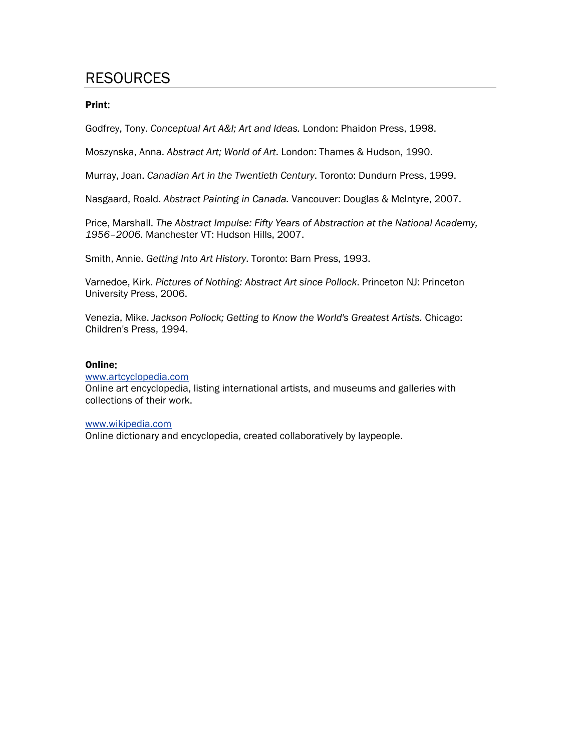# RESOURCES

**Print:**

Godfrey, Tony. *Conceptual Art A&I; Art and Ideas.* London: Phaidon Press, 1998.

Moszynska, Anna. *Abstract Art; World of Art*. London: Thames & Hudson, 1990.

Murray, Joan. *Canadian Art in the Twentieth Century*. Toronto: Dundurn Press, 1999.

Nasgaard, Roald. *Abstract Painting in Canada.* Vancouver: Douglas & McIntyre, 2007.

Price, Marshall. *The Abstract Impulse: Fifty Years of Abstraction at the National Academy, 1956–2006*. Manchester VT: Hudson Hills, 2007.

Smith, Annie. *Getting Into Art History*. Toronto: Barn Press, 1993.

Varnedoe, Kirk. *Pictures of Nothing: Abstract Art since Pollock*. Princeton NJ: Princeton University Press, 2006.

Venezia, Mike. *Jackson Pollock; Getting to Know the World's Greatest Artists.* Chicago: Children's Press, 1994.

**Online:**

www.artcyclopedia.com
Online art encyclopedia, listing international artists, and museums and galleries with collections of their work.

www.wikipedia.com
Online dictionary and encyclopedia, created collaboratively by laypeople.